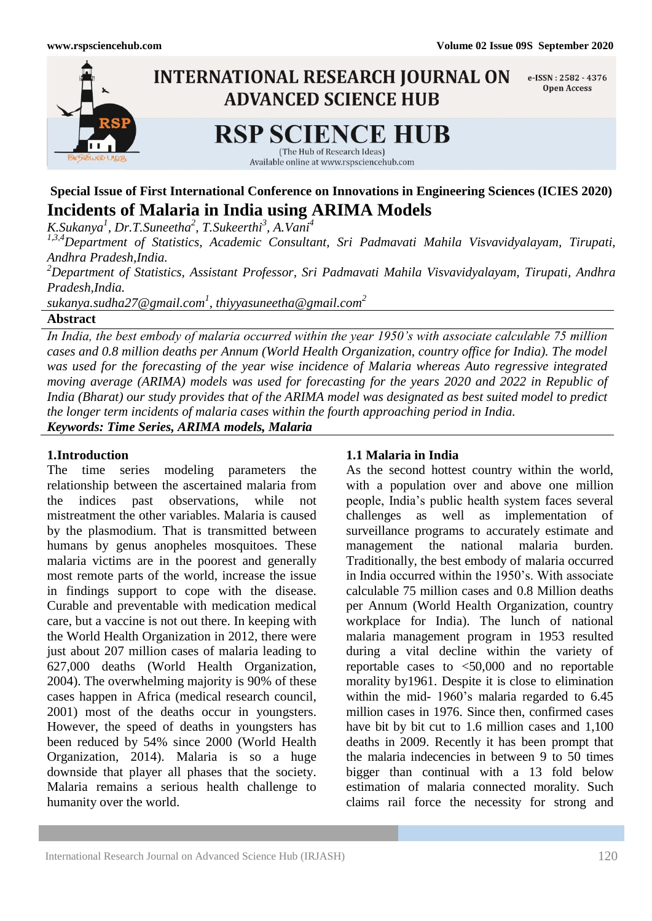**Special Issue of First International Conference on Innovations in Engineering Sciences (ICIES 2020)**

# Incidents of Malaria in India using ARIMA Models

*K.Sukanya[1], Dr.T.Suneetha[2], T.Sukeerthi[3], A.Vani[4]*

*[1,3,4]Department of Statistics, Academic Consultant, Sri Padmavati Mahila Visvavidyalayam, Tirupati, Andhra Pradesh,India.*

*[2]Department of Statistics, Assistant Professor, Sri Padmavati Mahila Visvavidyalayam, Tirupati, Andhra Pradesh,India.*

*sukanya.sudha27@gmail.com[1], thiyyasuneetha@gmail.com[2]*

**Abstract**

*In India, the best embody of malaria occurred within the year 1950's with associate calculable 75 million cases and 0.8 million deaths per Annum (World Health Organization, country office for India). The model was used for the forecasting of the year wise incidence of Malaria whereas Auto regressive integrated moving average (ARIMA) models was used for forecasting for the years 2020 and 2022 in Republic of India (Bharat) our study provides that of the ARIMA model was designated as best suited model to predict the longer term incidents of malaria cases within the fourth approaching period in India.*

***Keywords: Time Series, ARIMA models, Malaria***

## 1.Introduction

The time series modeling parameters the relationship between the ascertained malaria from the indices past observations, while not mistreatment the other variables. Malaria is caused by the plasmodium. That is transmitted between humans by genus anopheles mosquitoes. These malaria victims are in the poorest and generally most remote parts of the world, increase the issue in findings support to cope with the disease. Curable and preventable with medication medical care, but a vaccine is not out there. In keeping with the World Health Organization in 2012, there were just about 207 million cases of malaria leading to 627,000 deaths (World Health Organization, 2004). The overwhelming majority is 90% of these cases happen in Africa (medical research council, 2001) most of the deaths occur in youngsters. However, the speed of deaths in youngsters has been reduced by 54% since 2000 (World Health Organization, 2014). Malaria is so a huge downside that player all phases that the society. Malaria remains a serious health challenge to humanity over the world.

### 1.1 Malaria in India

As the second hottest country within the world, with a population over and above one million people, India's public health system faces several challenges as well as implementation of surveillance programs to accurately estimate and management the national malaria burden. Traditionally, the best embody of malaria occurred in India occurred within the 1950's. With associate calculable 75 million cases and 0.8 Million deaths per Annum (World Health Organization, country workplace for India). The lunch of national malaria management program in 1953 resulted during a vital decline within the variety of reportable cases to <50,000 and no reportable morality by1961. Despite it is close to elimination within the mid- 1960's malaria regarded to 6.45 million cases in 1976. Since then, confirmed cases have bit by bit cut to 1.6 million cases and 1,100 deaths in 2009. Recently it has been prompt that the malaria indecencies in between 9 to 50 times bigger than continual with a 13 fold below estimation of malaria connected morality. Such claims rail force the necessity for strong and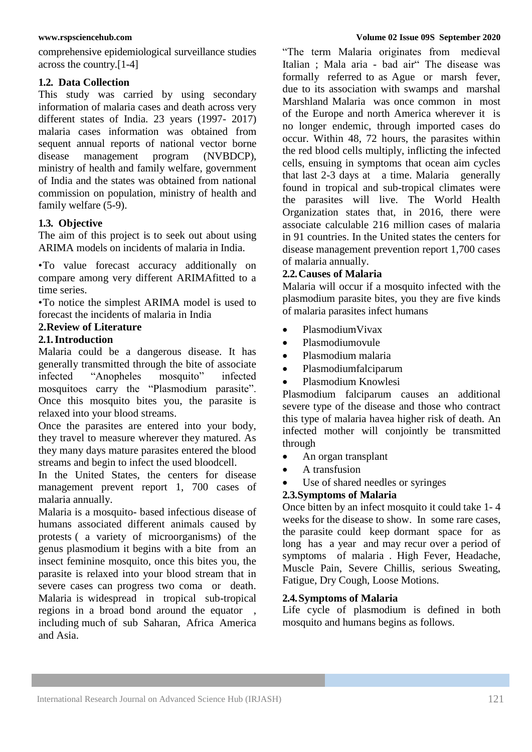comprehensive epidemiological surveillance studies across the country.[1-4]

### 1.2. Data Collection

This study was carried by using secondary information of malaria cases and death across very different states of India. 23 years (1997- 2017) malaria cases information was obtained from sequent annual reports of national vector borne disease management program (NVBDCP), ministry of health and family welfare, government of India and the states was obtained from national commission on population, ministry of health and family welfare (5-9).

### 1.3. Objective

The aim of this project is to seek out about using ARIMA models on incidents of malaria in India.

•To value forecast accuracy additionally on compare among very different ARIMAfitted to a time series.

•To notice the simplest ARIMA model is used to forecast the incidents of malaria in India

## 2.Review of Literature

### 2.1. Introduction

Malaria could be a dangerous disease. It has generally transmitted through the bite of associate infected "Anopheles mosquito" infected mosquitoes carry the "Plasmodium parasite". Once this mosquito bites you, the parasite is relaxed into your blood streams.

Once the parasites are entered into your body, they travel to measure wherever they matured. As they many days mature parasites entered the blood streams and begin to infect the used bloodcell.

In the United States, the centers for disease management prevent report 1, 700 cases of malaria annually.

Malaria is a mosquito- based infectious disease of humans associated different animals caused by protests ( a variety of microorganisms) of the genus plasmodium it begins with a bite from an insect feminine mosquito, once this bites you, the parasite is relaxed into your blood stream that in severe cases can progress two coma or death. Malaria is widespread in tropical sub-tropical regions in a broad bond around the equator , including much of sub Saharan, Africa America and Asia.

"The term Malaria originates from medieval Italian ; Mala aria - bad air" The disease was formally referred to as Ague or marsh fever, due to its association with swamps and marshal Marshland Malaria was once common in most of the Europe and north America wherever it is no longer endemic, through imported cases do occur. Within 48, 72 hours, the parasites within the red blood cells multiply, inflicting the infected cells, ensuing in symptoms that ocean aim cycles that last 2-3 days at a time. Malaria generally found in tropical and sub-tropical climates were the parasites will live. The World Health Organization states that, in 2016, there were associate calculable 216 million cases of malaria in 91 countries. In the United states the centers for disease management prevention report 1,700 cases of malaria annually.

### 2.2. Causes of Malaria

Malaria will occur if a mosquito infected with the plasmodium parasite bites, you they are five kinds of malaria parasites infect humans

- PlasmodiumVivax
- Plasmodiumovule
- Plasmodium malaria
- Plasmodiumfalciparum
- Plasmodium Knowlesi

Plasmodium falciparum causes an additional severe type of the disease and those who contract this type of malaria havea higher risk of death. An infected mother will conjointly be transmitted through

- An organ transplant
- A transfusion
- Use of shared needles or syringes

### 2.3. Symptoms of Malaria

Once bitten by an infect mosquito it could take 1- 4 weeks for the disease to show. In some rare cases, the parasite could keep dormant space for as long has a year and may recur over a period of symptoms of malaria . High Fever, Headache, Muscle Pain, Severe Chillis, serious Sweating, Fatigue, Dry Cough, Loose Motions.

### 2.4. Symptoms of Malaria

Life cycle of plasmodium is defined in both mosquito and humans begins as follows.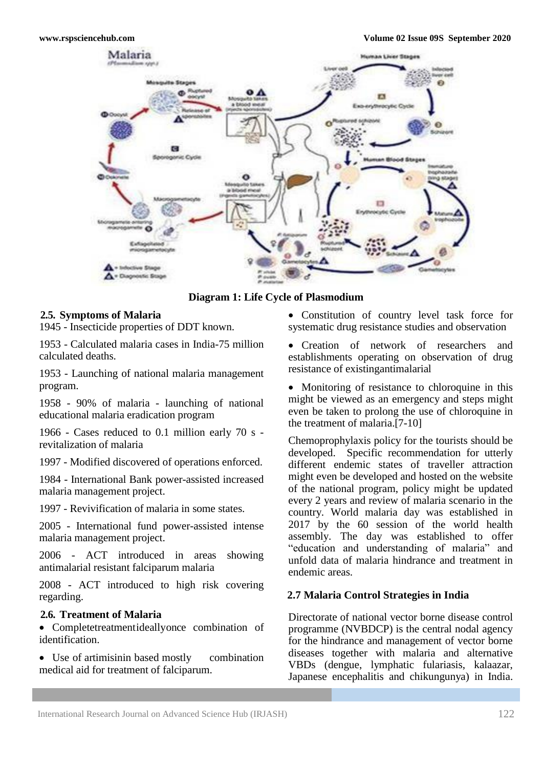Diagram 1: Life Cycle of Plasmodium

## 2.5. Symptoms of Malaria

1945 - Insecticide properties of DDT known.

1953 - Calculated malaria cases in India-75 million calculated deaths.

1953 - Launching of national malaria management program.

1958 - 90% of malaria - launching of national educational malaria eradication program

1966 - Cases reduced to 0.1 million early 70 s - revitalization of malaria

1997 - Modified discovered of operations enforced.

1984 - International Bank power-assisted increased malaria management project.

1997 - Revivification of malaria in some states.

2005 - International fund power-assisted intense malaria management project.

2006 - ACT introduced in areas showing antimalarial resistant falciparum malaria

2008 - ACT introduced to high risk covering regarding.

## 2.6. Treatment of Malaria

- Completetreatmentideallyonce combination of identification.
- Use of artimisinin based mostly combination medical aid for treatment of falciparum.
- Constitution of country level task force for systematic drug resistance studies and observation
- Creation of network of researchers and establishments operating on observation of drug resistance of existingantimalarial
- Monitoring of resistance to chloroquine in this might be viewed as an emergency and steps might even be taken to prolong the use of chloroquine in the treatment of malaria.[7-10]

Chemoprophylaxis policy for the tourists should be developed. Specific recommendation for utterly different endemic states of traveller attraction might even be developed and hosted on the website of the national program, policy might be updated every 2 years and review of malaria scenario in the country. World malaria day was established in 2017 by the 60 session of the world health assembly. The day was established to offer "education and understanding of malaria" and unfold data of malaria hindrance and treatment in endemic areas.

## 2.7 Malaria Control Strategies in India

Directorate of national vector borne disease control programme (NVBDCP) is the central nodal agency for the hindrance and management of vector borne diseases together with malaria and alternative VBDs (dengue, lymphatic fulariasis, kalaazar, Japanese encephalitis and chikungunya) in India.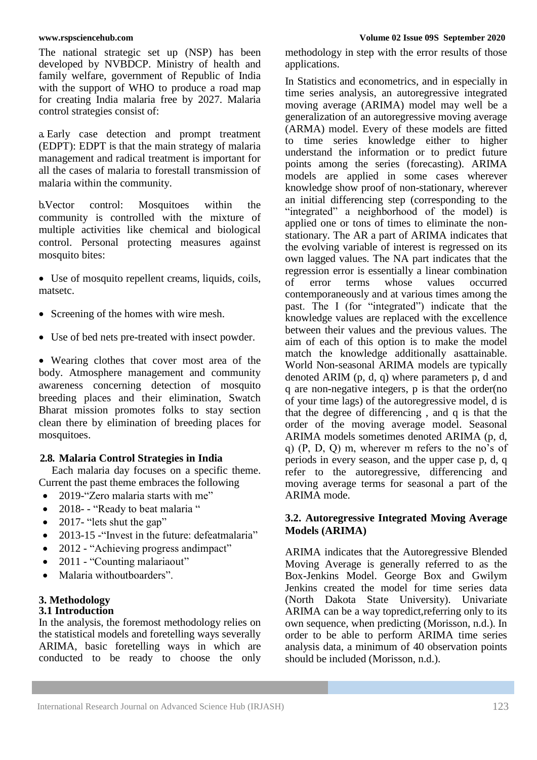The national strategic set up (NSP) has been developed by NVBDCP. Ministry of health and family welfare, government of Republic of India with the support of WHO to produce a road map for creating India malaria free by 2027. Malaria control strategies consist of:

a. Early case detection and prompt treatment (EDPT): EDPT is that the main strategy of malaria management and radical treatment is important for all the cases of malaria to forestall transmission of malaria within the community.

b. Vector control: Mosquitoes within the community is controlled with the mixture of multiple activities like chemical and biological control. Personal protecting measures against mosquito bites:

- Use of mosquito repellent creams, liquids, coils, matsetc.
- Screening of the homes with wire mesh.
- Use of bed nets pre-treated with insect powder.
- Wearing clothes that cover most area of the body. Atmosphere management and community awareness concerning detection of mosquito breeding places and their elimination, Swatch Bharat mission promotes folks to stay section clean there by elimination of breeding places for mosquitoes.

### 2.8. Malaria Control Strategies in India

Each malaria day focuses on a specific theme. Current the past theme embraces the following

- 2019-"Zero malaria starts with me"
- 2018- - "Ready to beat malaria "
- 2017- "lets shut the gap"
- 2013-15 -"Invest in the future: defeatmalaria"
- 2012 - "Achieving progress andimpact"
- 2011 - "Counting malariaout"
- Malaria withoutboarders".

## 3. Methodology

### 3.1 Introduction

In the analysis, the foremost methodology relies on the statistical models and foretelling ways severally ARIMA, basic foretelling ways in which are conducted to be ready to choose the only methodology in step with the error results of those applications.

In Statistics and econometrics, and in especially in time series analysis, an autoregressive integrated moving average (ARIMA) model may well be a generalization of an autoregressive moving average (ARMA) model. Every of these models are fitted to time series knowledge either to higher understand the information or to predict future points among the series (forecasting). ARIMA models are applied in some cases wherever knowledge show proof of non-stationary, wherever an initial differencing step (corresponding to the "integrated" a neighborhood of the model) is applied one or tons of times to eliminate the non-stationary. The AR a part of ARIMA indicates that the evolving variable of interest is regressed on its own lagged values. The NA part indicates that the regression error is essentially a linear combination of error terms whose values occurred contemporaneously and at various times among the past. The I (for "integrated") indicate that the knowledge values are replaced with the excellence between their values and the previous values. The aim of each of this option is to make the model match the knowledge additionally asattainable. World Non-seasonal ARIMA models are typically denoted ARIM (p, d, q) where parameters p, d and q are non-negative integers, p is that the order(no of your time lags) of the autoregressive model, d is that the degree of differencing , and q is that the order of the moving average model. Seasonal ARIMA models sometimes denoted ARIMA (p, d, q) (P, D, Q) m, wherever m refers to the no's of periods in every season, and the upper case p, d, q refer to the autoregressive, differencing and moving average terms for seasonal a part of the ARIMA mode.

### 3.2. Autoregressive Integrated Moving Average Models (ARIMA)

ARIMA indicates that the Autoregressive Blended Moving Average is generally referred to as the Box-Jenkins Model. George Box and Gwilym Jenkins created the model for time series data (North Dakota State University). Univariate ARIMA can be a way topredict,referring only to its own sequence, when predicting (Morisson, n.d.). In order to be able to perform ARIMA time series analysis data, a minimum of 40 observation points should be included (Morisson, n.d.).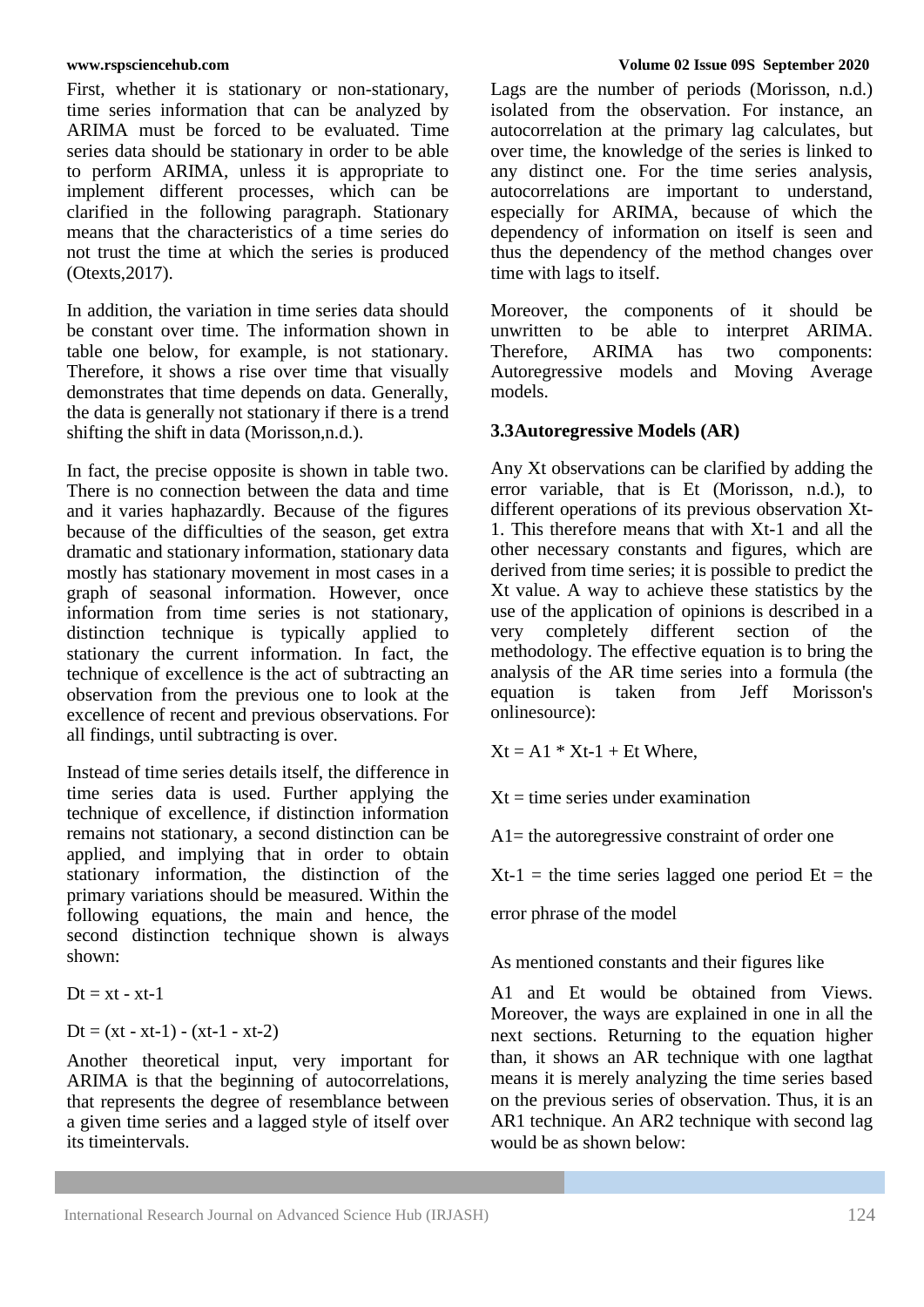First, whether it is stationary or non-stationary, time series information that can be analyzed by ARIMA must be forced to be evaluated. Time series data should be stationary in order to be able to perform ARIMA, unless it is appropriate to implement different processes, which can be clarified in the following paragraph. Stationary means that the characteristics of a time series do not trust the time at which the series is produced (Otexts,2017).

In addition, the variation in time series data should be constant over time. The information shown in table one below, for example, is not stationary. Therefore, it shows a rise over time that visually demonstrates that time depends on data. Generally, the data is generally not stationary if there is a trend shifting the shift in data (Morisson,n.d.).

In fact, the precise opposite is shown in table two. There is no connection between the data and time and it varies haphazardly. Because of the figures because of the difficulties of the season, get extra dramatic and stationary information, stationary data mostly has stationary movement in most cases in a graph of seasonal information. However, once information from time series is not stationary, distinction technique is typically applied to stationary the current information. In fact, the technique of excellence is the act of subtracting an observation from the previous one to look at the excellence of recent and previous observations. For all findings, until subtracting is over.

Instead of time series details itself, the difference in time series data is used. Further applying the technique of excellence, if distinction information remains not stationary, a second distinction can be applied, and implying that in order to obtain stationary information, the distinction of the primary variations should be measured. Within the following equations, the main and hence, the second distinction technique shown is always shown:

$$D_t = x_t - x_{t-1}$$

$$D_t = (x_t - x_{t-1}) - (x_{t-1} - x_{t-2})$$

Another theoretical input, very important for ARIMA is that the beginning of autocorrelations, that represents the degree of resemblance between a given time series and a lagged style of itself over its timeintervals.

Lags are the number of periods (Morisson, n.d.) isolated from the observation. For instance, an autocorrelation at the primary lag calculates, but over time, the knowledge of the series is linked to any distinct one. For the time series analysis, autocorrelations are important to understand, especially for ARIMA, because of which the dependency of information on itself is seen and thus the dependency of the method changes over time with lags to itself.

Moreover, the components of it should be unwritten to be able to interpret ARIMA. Therefore, ARIMA has two components: Autoregressive models and Moving Average models.

### 3.3Autoregressive Models (AR)

Any $X_t$ observations can be clarified by adding the error variable, that is $E_t$ (Morisson, n.d.), to different operations of its previous observation $X_{t-1}$. This therefore means that with $X_{t-1}$ and all the other necessary constants and figures, which are derived from time series; it is possible to predict the $X_t$ value. A way to achieve these statistics by the use of the application of opinions is described in a very completely different section of the methodology. The effective equation is to bring the analysis of the AR time series into a formula (the equation is taken from Jeff Morisson's onlinesource):

$X_t = A_1 * X_{t-1} + E_t$ Where,

$X_t$ = time series under examination

$A_1$= the autoregressive constraint of order one

$X_{t-1}$ = the time series lagged one period $E_t$ = the error phrase of the model

As mentioned constants and their figures like

$A_1$ and $E_t$ would be obtained from Views. Moreover, the ways are explained in one in all the next sections. Returning to the equation higher than, it shows an AR technique with one lagthat means it is merely analyzing the time series based on the previous series of observation. Thus, it is an AR1 technique. An AR2 technique with second lag would be as shown below: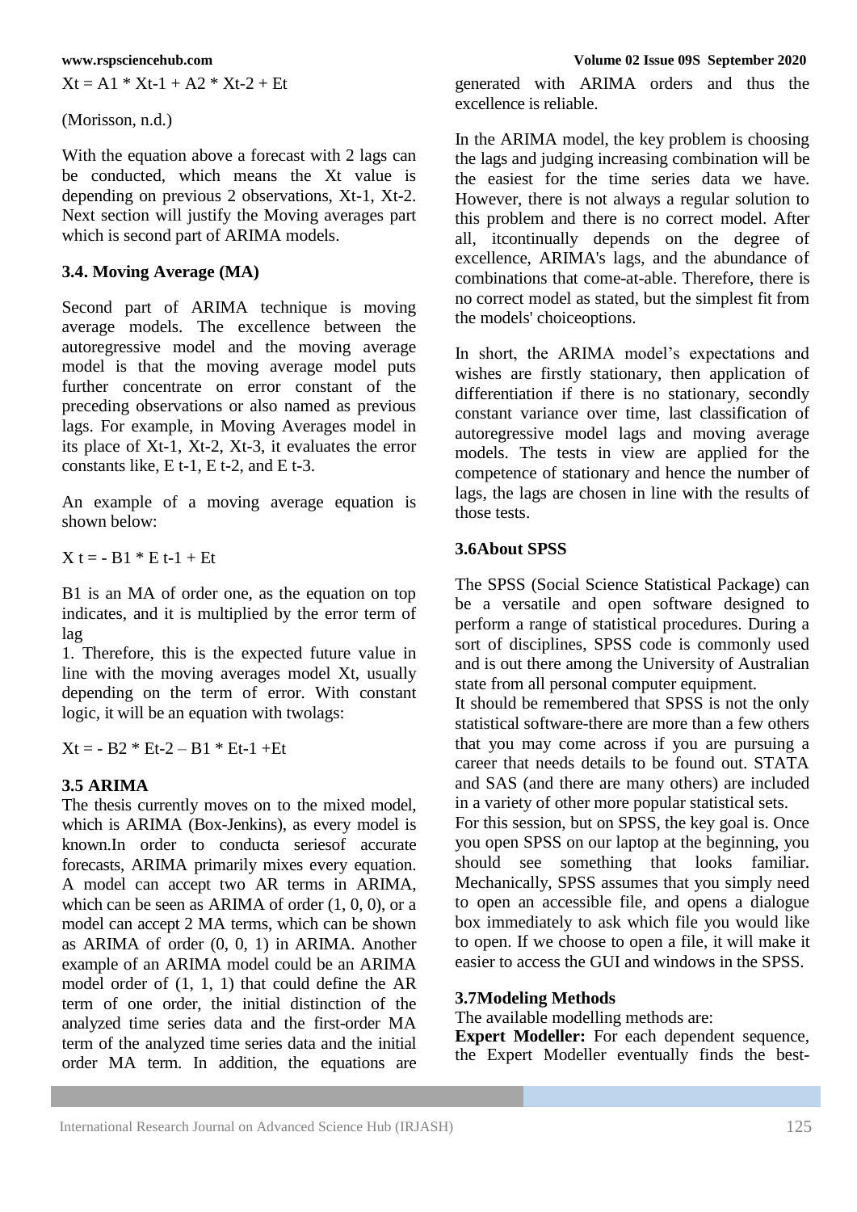$Xt = A1 * Xt\text{-}1 + A2 * Xt\text{-}2 + Et$

(Morisson, n.d.)

With the equation above a forecast with 2 lags can be conducted, which means the Xt value is depending on previous 2 observations, Xt-1, Xt-2. Next section will justify the Moving averages part which is second part of ARIMA models.

### 3.4. Moving Average (MA)

Second part of ARIMA technique is moving average models. The excellence between the autoregressive model and the moving average model is that the moving average model puts further concentrate on error constant of the preceding observations or also named as previous lags. For example, in Moving Averages model in its place of Xt-1, Xt-2, Xt-3, it evaluates the error constants like, E t-1, E t-2, and E t-3.

An example of a moving average equation is shown below:

$X\,t = - B1 * E\,t\text{-}1 + Et$

B1 is an MA of order one, as the equation on top indicates, and it is multiplied by the error term of lag 1. Therefore, this is the expected future value in line with the moving averages model Xt, usually depending on the term of error. With constant logic, it will be an equation with twolags:

$Xt = - B2 * Et\text{-}2 – B1 * Et\text{-}1 +Et$

### 3.5 ARIMA

The thesis currently moves on to the mixed model, which is ARIMA (Box-Jenkins), as every model is known.In order to conducta seriesof accurate forecasts, ARIMA primarily mixes every equation. A model can accept two AR terms in ARIMA, which can be seen as ARIMA of order (1, 0, 0), or a model can accept 2 MA terms, which can be shown as ARIMA of order (0, 0, 1) in ARIMA. Another example of an ARIMA model could be an ARIMA model order of (1, 1, 1) that could define the AR term of one order, the initial distinction of the analyzed time series data and the first-order MA term of the analyzed time series data and the initial order MA term. In addition, the equations are generated with ARIMA orders and thus the excellence is reliable.

In the ARIMA model, the key problem is choosing the lags and judging increasing combination will be the easiest for the time series data we have. However, there is not always a regular solution to this problem and there is no correct model. After all, itcontinually depends on the degree of excellence, ARIMA's lags, and the abundance of combinations that come-at-able. Therefore, there is no correct model as stated, but the simplest fit from the models' choiceoptions.

In short, the ARIMA model's expectations and wishes are firstly stationary, then application of differentiation if there is no stationary, secondly constant variance over time, last classification of autoregressive model lags and moving average models. The tests in view are applied for the competence of stationary and hence the number of lags, the lags are chosen in line with the results of those tests.

### 3.6About SPSS

The SPSS (Social Science Statistical Package) can be a versatile and open software designed to perform a range of statistical procedures. During a sort of disciplines, SPSS code is commonly used and is out there among the University of Australian state from all personal computer equipment.
It should be remembered that SPSS is not the only statistical software-there are more than a few others that you may come across if you are pursuing a career that needs details to be found out. STATA and SAS (and there are many others) are included in a variety of other more popular statistical sets.
For this session, but on SPSS, the key goal is. Once you open SPSS on our laptop at the beginning, you should see something that looks familiar. Mechanically, SPSS assumes that you simply need to open an accessible file, and opens a dialogue box immediately to ask which file you would like to open. If we choose to open a file, it will make it easier to access the GUI and windows in the SPSS.

### 3.7Modeling Methods

The available modelling methods are:
**Expert Modeller:** For each dependent sequence, the Expert Modeller eventually finds the best-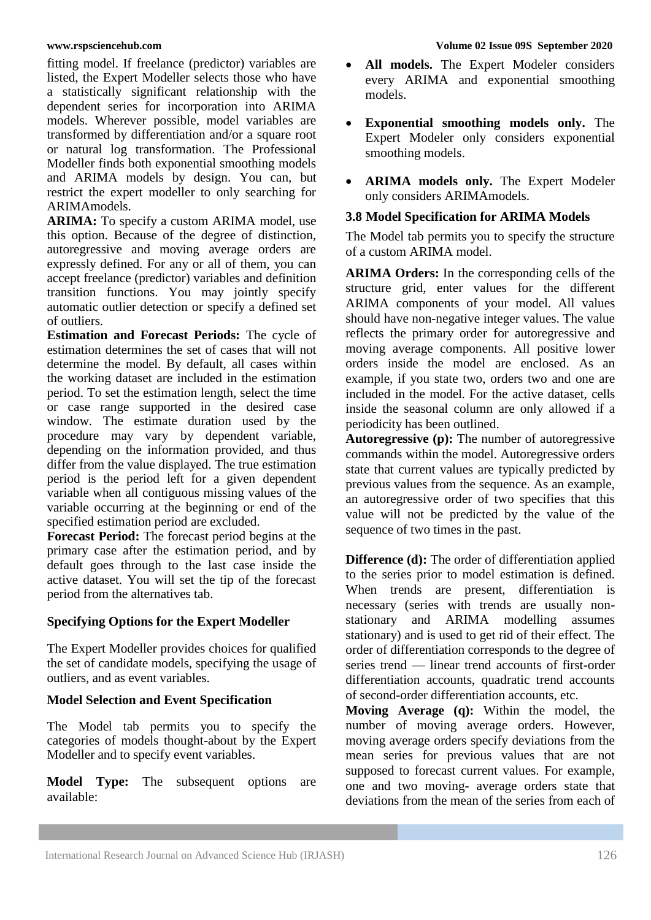fitting model. If freelance (predictor) variables are listed, the Expert Modeller selects those who have a statistically significant relationship with the dependent series for incorporation into ARIMA models. Wherever possible, model variables are transformed by differentiation and/or a square root or natural log transformation. The Professional Modeller finds both exponential smoothing models and ARIMA models by design. You can, but restrict the expert modeller to only searching for ARIMAmodels.

**ARIMA:** To specify a custom ARIMA model, use this option. Because of the degree of distinction, autoregressive and moving average orders are expressly defined. For any or all of them, you can accept freelance (predictor) variables and definition transition functions. You may jointly specify automatic outlier detection or specify a defined set of outliers.

**Estimation and Forecast Periods:** The cycle of estimation determines the set of cases that will not determine the model. By default, all cases within the working dataset are included in the estimation period. To set the estimation length, select the time or case range supported in the desired case window. The estimate duration used by the procedure may vary by dependent variable, depending on the information provided, and thus differ from the value displayed. The true estimation period is the period left for a given dependent variable when all contiguous missing values of the variable occurring at the beginning or end of the specified estimation period are excluded.

**Forecast Period:** The forecast period begins at the primary case after the estimation period, and by default goes through to the last case inside the active dataset. You will set the tip of the forecast period from the alternatives tab.

**Specifying Options for the Expert Modeller**

The Expert Modeller provides choices for qualified the set of candidate models, specifying the usage of outliers, and as event variables.

**Model Selection and Event Specification**

The Model tab permits you to specify the categories of models thought-about by the Expert Modeller and to specify event variables.

**Model Type:** The subsequent options are available:

- **All models.** The Expert Modeler considers every ARIMA and exponential smoothing models.
- **Exponential smoothing models only.** The Expert Modeler only considers exponential smoothing models.
- **ARIMA models only.** The Expert Modeler only considers ARIMAmodels.

### 3.8 Model Specification for ARIMA Models

The Model tab permits you to specify the structure of a custom ARIMA model.

**ARIMA Orders:** In the corresponding cells of the structure grid, enter values for the different ARIMA components of your model. All values should have non-negative integer values. The value reflects the primary order for autoregressive and moving average components. All positive lower orders inside the model are enclosed. As an example, if you state two, orders two and one are included in the model. For the active dataset, cells inside the seasonal column are only allowed if a periodicity has been outlined.

**Autoregressive (p):** The number of autoregressive commands within the model. Autoregressive orders state that current values are typically predicted by previous values from the sequence. As an example, an autoregressive order of two specifies that this value will not be predicted by the value of the sequence of two times in the past.

**Difference (d):** The order of differentiation applied to the series prior to model estimation is defined. When trends are present, differentiation is necessary (series with trends are usually non-stationary and ARIMA modelling assumes stationary) and is used to get rid of their effect. The order of differentiation corresponds to the degree of series trend — linear trend accounts of first-order differentiation accounts, quadratic trend accounts of second-order differentiation accounts, etc.

**Moving Average (q):** Within the model, the number of moving average orders. However, moving average orders specify deviations from the mean series for previous values that are not supposed to forecast current values. For example, one and two moving- average orders state that deviations from the mean of the series from each of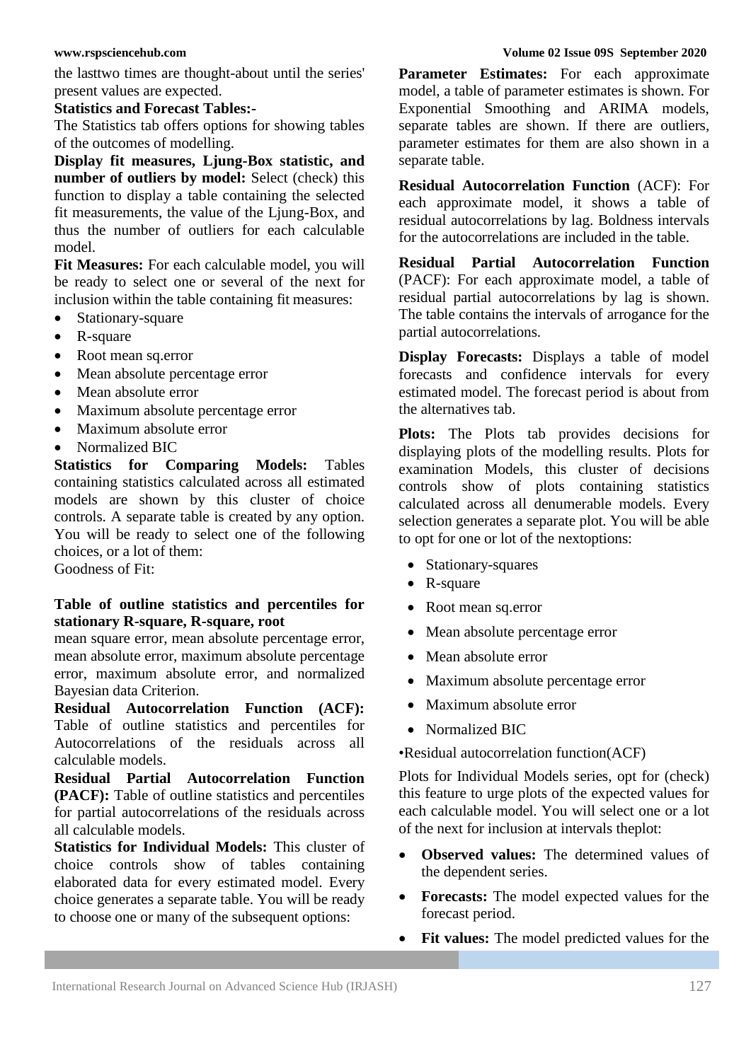the lasttwo times are thought-about until the series' present values are expected.

**Statistics and Forecast Tables:-**

The Statistics tab offers options for showing tables of the outcomes of modelling.

**Display fit measures, Ljung-Box statistic, and number of outliers by model:** Select (check) this function to display a table containing the selected fit measurements, the value of the Ljung-Box, and thus the number of outliers for each calculable model.

**Fit Measures:** For each calculable model, you will be ready to select one or several of the next for inclusion within the table containing fit measures:

- Stationary-square
- R-square
- Root mean sq.error
- Mean absolute percentage error
- Mean absolute error
- Maximum absolute percentage error
- Maximum absolute error
- Normalized BIC

**Statistics for Comparing Models:** Tables containing statistics calculated across all estimated models are shown by this cluster of choice controls. A separate table is created by any option. You will be ready to select one of the following choices, or a lot of them:

Goodness of Fit:

**Table of outline statistics and percentiles for stationary R-square, R-square, root** mean square error, mean absolute percentage error, mean absolute error, maximum absolute percentage error, maximum absolute error, and normalized Bayesian data Criterion.

**Residual Autocorrelation Function (ACF):** Table of outline statistics and percentiles for Autocorrelations of the residuals across all calculable models.

**Residual Partial Autocorrelation Function (PACF):** Table of outline statistics and percentiles for partial autocorrelations of the residuals across all calculable models.

**Statistics for Individual Models:** This cluster of choice controls show of tables containing elaborated data for every estimated model. Every choice generates a separate table. You will be ready to choose one or many of the subsequent options:

**Parameter Estimates:** For each approximate model, a table of parameter estimates is shown. For Exponential Smoothing and ARIMA models, separate tables are shown. If there are outliers, parameter estimates for them are also shown in a separate table.

**Residual Autocorrelation Function** (ACF): For each approximate model, it shows a table of residual autocorrelations by lag. Boldness intervals for the autocorrelations are included in the table.

**Residual Partial Autocorrelation Function** (PACF): For each approximate model, a table of residual partial autocorrelations by lag is shown. The table contains the intervals of arrogance for the partial autocorrelations.

**Display Forecasts:** Displays a table of model forecasts and confidence intervals for every estimated model. The forecast period is about from the alternatives tab.

**Plots:** The Plots tab provides decisions for displaying plots of the modelling results. Plots for examination Models, this cluster of decisions controls show of plots containing statistics calculated across all denumerable models. Every selection generates a separate plot. You will be able to opt for one or lot of the nextoptions:

- Stationary-squares
- R-square
- Root mean sq.error
- Mean absolute percentage error
- Mean absolute error
- Maximum absolute percentage error
- Maximum absolute error
- Normalized BIC

•Residual autocorrelation function(ACF)

Plots for Individual Models series, opt for (check) this feature to urge plots of the expected values for each calculable model. You will select one or a lot of the next for inclusion at intervals theplot:

- **Observed values:** The determined values of the dependent series.
- **Forecasts:** The model expected values for the forecast period.
- **Fit values:** The model predicted values for the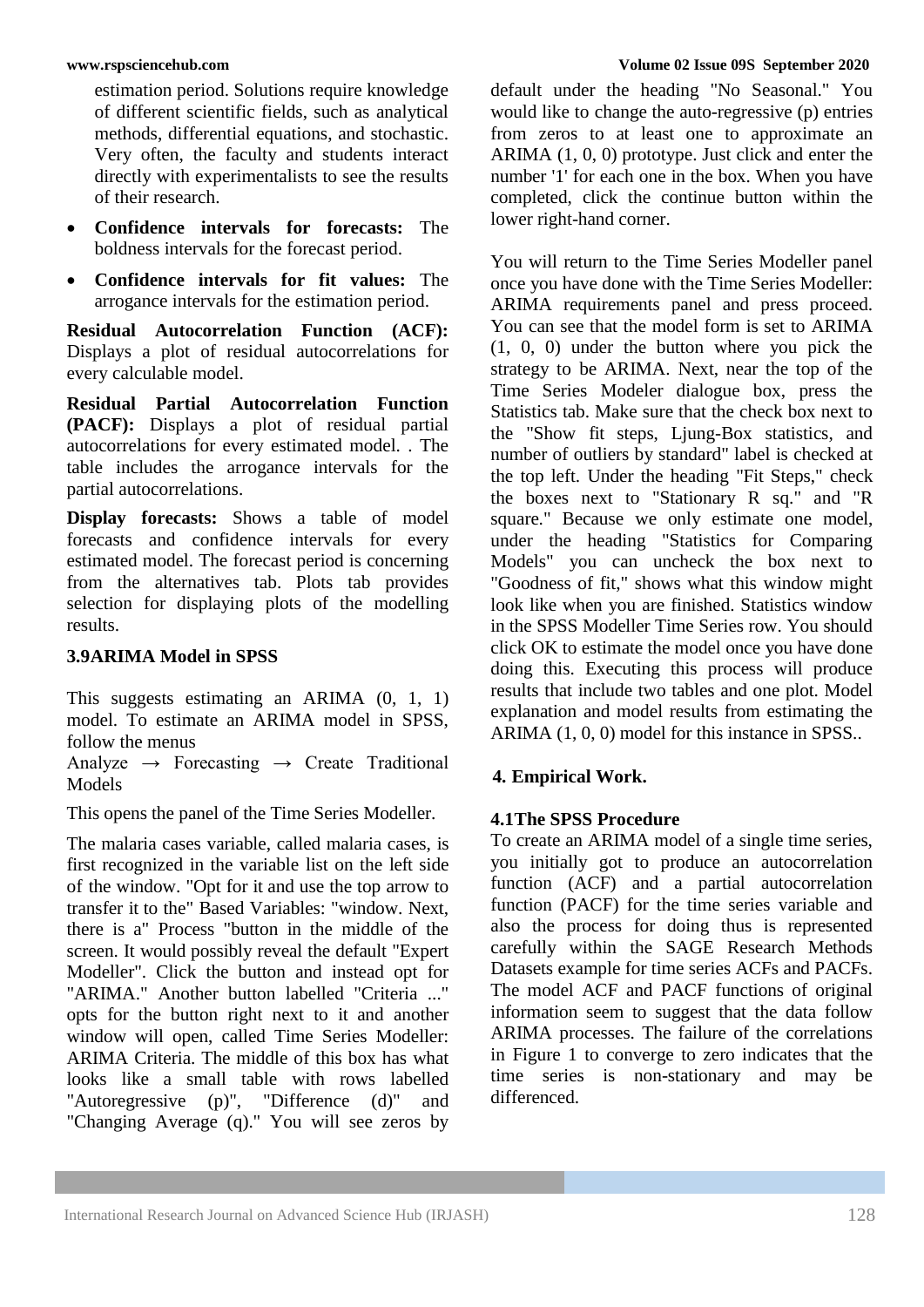estimation period. Solutions require knowledge of different scientific fields, such as analytical methods, differential equations, and stochastic. Very often, the faculty and students interact directly with experimentalists to see the results of their research.

- **Confidence intervals for forecasts:** The boldness intervals for the forecast period.
- **Confidence intervals for fit values:** The arrogance intervals for the estimation period.

**Residual Autocorrelation Function (ACF):** Displays a plot of residual autocorrelations for every calculable model.

**Residual Partial Autocorrelation Function (PACF):** Displays a plot of residual partial autocorrelations for every estimated model. . The table includes the arrogance intervals for the partial autocorrelations.

**Display forecasts:** Shows a table of model forecasts and confidence intervals for every estimated model. The forecast period is concerning from the alternatives tab. Plots tab provides selection for displaying plots of the modelling results.

### 3.9ARIMA Model in SPSS

This suggests estimating an ARIMA (0, 1, 1) model. To estimate an ARIMA model in SPSS, follow the menus

Analyze → Forecasting → Create Traditional Models

This opens the panel of the Time Series Modeller.

The malaria cases variable, called malaria cases, is first recognized in the variable list on the left side of the window. "Opt for it and use the top arrow to transfer it to the" Based Variables: "window. Next, there is a" Process "button in the middle of the screen. It would possibly reveal the default "Expert Modeller". Click the button and instead opt for "ARIMA." Another button labelled "Criteria ..." opts for the button right next to it and another window will open, called Time Series Modeller: ARIMA Criteria. The middle of this box has what looks like a small table with rows labelled "Autoregressive (p)", "Difference (d)" and "Changing Average (q)." You will see zeros by default under the heading "No Seasonal." You would like to change the auto-regressive (p) entries from zeros to at least one to approximate an ARIMA (1, 0, 0) prototype. Just click and enter the number '1' for each one in the box. When you have completed, click the continue button within the lower right-hand corner.

You will return to the Time Series Modeller panel once you have done with the Time Series Modeller: ARIMA requirements panel and press proceed. You can see that the model form is set to ARIMA (1, 0, 0) under the button where you pick the strategy to be ARIMA. Next, near the top of the Time Series Modeler dialogue box, press the Statistics tab. Make sure that the check box next to the "Show fit steps, Ljung-Box statistics, and number of outliers by standard" label is checked at the top left. Under the heading "Fit Steps," check the boxes next to "Stationary R sq." and "R square." Because we only estimate one model, under the heading "Statistics for Comparing Models" you can uncheck the box next to "Goodness of fit," shows what this window might look like when you are finished. Statistics window in the SPSS Modeller Time Series row. You should click OK to estimate the model once you have done doing this. Executing this process will produce results that include two tables and one plot. Model explanation and model results from estimating the ARIMA (1, 0, 0) model for this instance in SPSS..

## 4. Empirical Work.

### 4.1The SPSS Procedure

To create an ARIMA model of a single time series, you initially got to produce an autocorrelation function (ACF) and a partial autocorrelation function (PACF) for the time series variable and also the process for doing thus is represented carefully within the SAGE Research Methods Datasets example for time series ACFs and PACFs. The model ACF and PACF functions of original information seem to suggest that the data follow ARIMA processes. The failure of the correlations in Figure 1 to converge to zero indicates that the time series is non-stationary and may be differenced.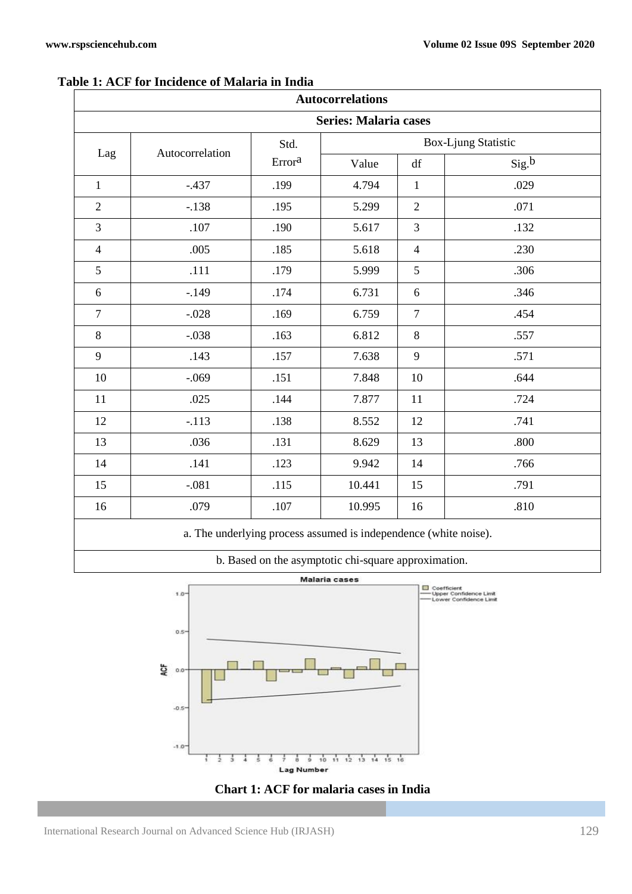**Table 1: ACF for Incidence of Malaria in India**

| Autocorrelations | | | | | |
|---|---|---|---|---|---|
| Series: Malaria cases | | | | | |
| Lag | Autocorrelation | Std. Error[a] | Box-Ljung Statistic | | |
| | | | Value | df | Sig.[b] |
| 1 | -.437 | .199 | 4.794 | 1 | .029 |
| 2 | -.138 | .195 | 5.299 | 2 | .071 |
| 3 | .107 | .190 | 5.617 | 3 | .132 |
| 4 | .005 | .185 | 5.618 | 4 | .230 |
| 5 | .111 | .179 | 5.999 | 5 | .306 |
| 6 | -.149 | .174 | 6.731 | 6 | .346 |
| 7 | -.028 | .169 | 6.759 | 7 | .454 |
| 8 | -.038 | .163 | 6.812 | 8 | .557 |
| 9 | .143 | .157 | 7.638 | 9 | .571 |
| 10 | -.069 | .151 | 7.848 | 10 | .644 |
| 11 | .025 | .144 | 7.877 | 11 | .724 |
| 12 | -.113 | .138 | 8.552 | 12 | .741 |
| 13 | .036 | .131 | 8.629 | 13 | .800 |
| 14 | .141 | .123 | 9.942 | 14 | .766 |
| 15 | -.081 | .115 | 10.441 | 15 | .791 |
| 16 | .079 | .107 | 10.995 | 16 | .810 |

a. The underlying process assumed is independence (white noise).

b. Based on the asymptotic chi-square approximation.

**Chart 1: ACF for malaria cases in India**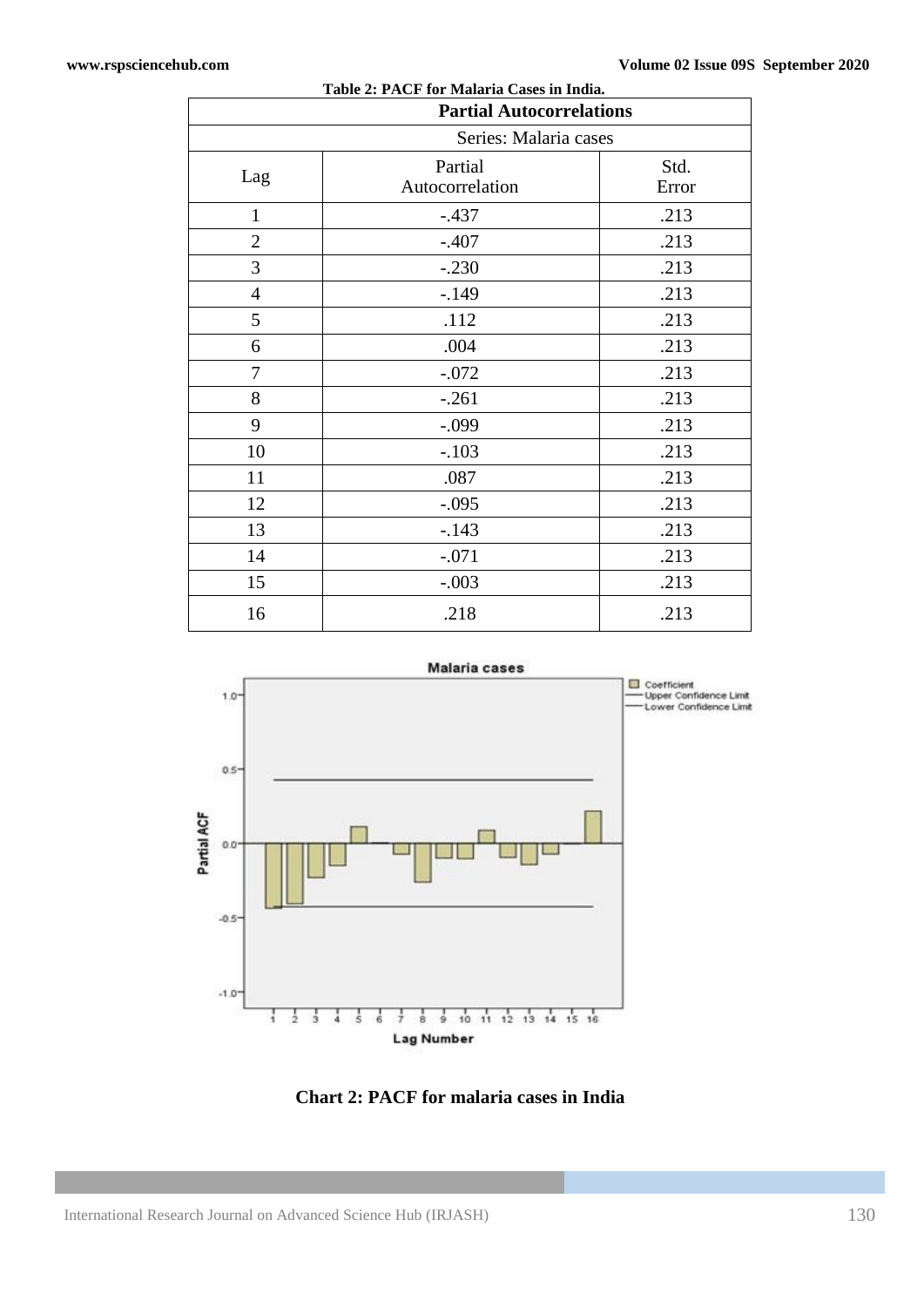**Table 2: PACF for Malaria Cases in India.**

| Partial Autocorrelations | | |
|---|---|---|
| Series: Malaria cases | | |
| Lag | Partial Autocorrelation | Std. Error |
| 1 | -.437 | .213 |
| 2 | -.407 | .213 |
| 3 | -.230 | .213 |
| 4 | -.149 | .213 |
| 5 | .112 | .213 |
| 6 | .004 | .213 |
| 7 | -.072 | .213 |
| 8 | -.261 | .213 |
| 9 | -.099 | .213 |
| 10 | -.103 | .213 |
| 11 | .087 | .213 |
| 12 | -.095 | .213 |
| 13 | -.143 | .213 |
| 14 | -.071 | .213 |
| 15 | -.003 | .213 |
| 16 | .218 | .213 |

**Chart 2: PACF for malaria cases in India**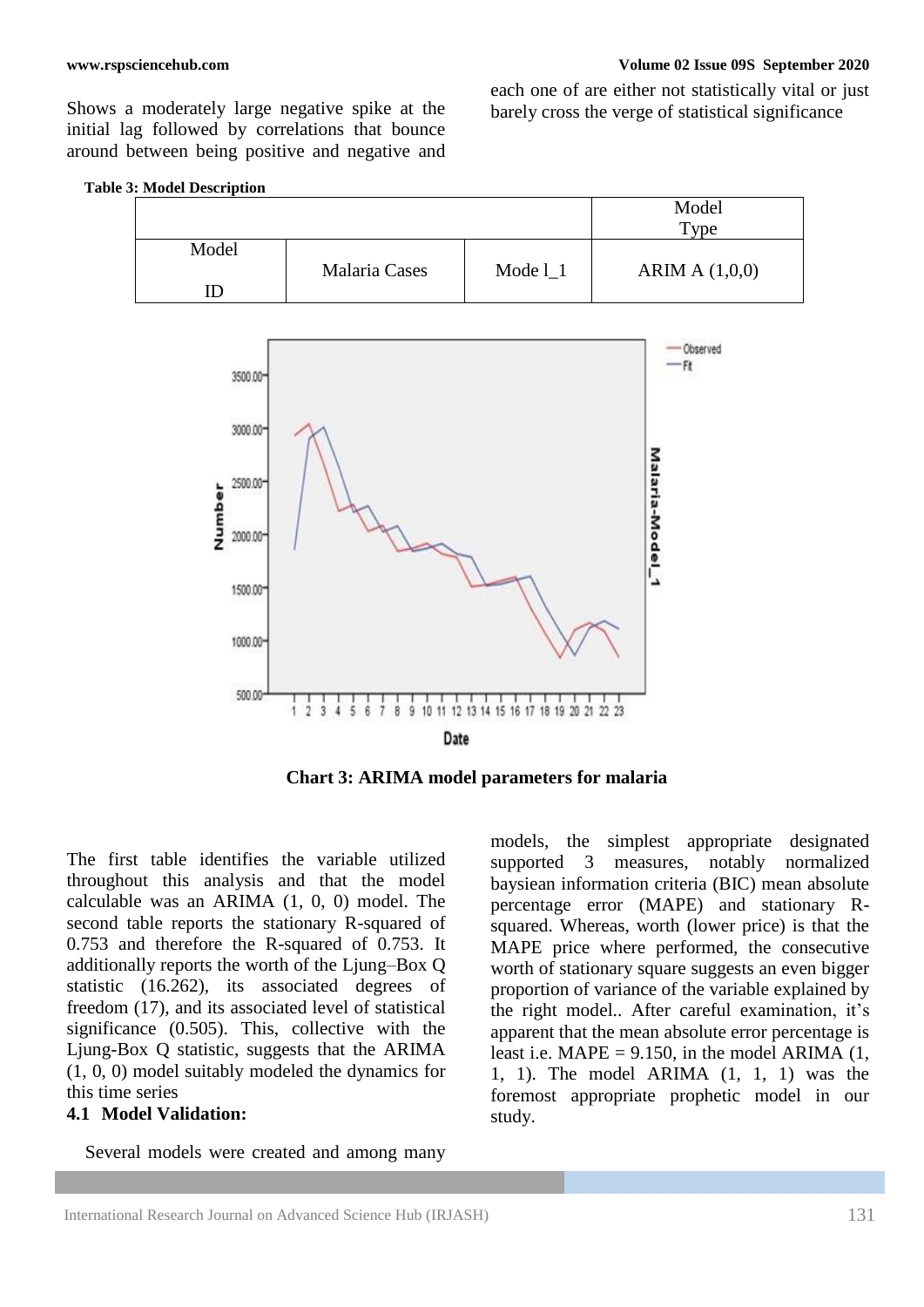Shows a moderately large negative spike at the initial lag followed by correlations that bounce around between being positive and negative and each one of are either not statistically vital or just barely cross the verge of statistical significance

**Table 3: Model Description**

| | | | Model Type |
|---|---|---|---|
| Model ID | Malaria Cases | Mode l_1 | ARIM A (1,0,0) |

**Chart 3: ARIMA model parameters for malaria**

The first table identifies the variable utilized throughout this analysis and that the model calculable was an ARIMA (1, 0, 0) model. The second table reports the stationary R-squared of 0.753 and therefore the R-squared of 0.753. It additionally reports the worth of the Ljung–Box Q statistic (16.262), its associated degrees of freedom (17), and its associated level of statistical significance (0.505). This, collective with the Ljung-Box Q statistic, suggests that the ARIMA (1, 0, 0) model suitably modeled the dynamics for this time series

### 4.1 Model Validation:

Several models were created and among many models, the simplest appropriate designated supported 3 measures, notably normalized baysiean information criteria (BIC) mean absolute percentage error (MAPE) and stationary R-squared. Whereas, worth (lower price) is that the MAPE price where performed, the consecutive worth of stationary square suggests an even bigger proportion of variance of the variable explained by the right model.. After careful examination, it's apparent that the mean absolute error percentage is least i.e. MAPE = 9.150, in the model ARIMA (1, 1, 1). The model ARIMA (1, 1, 1) was the foremost appropriate prophetic model in our study.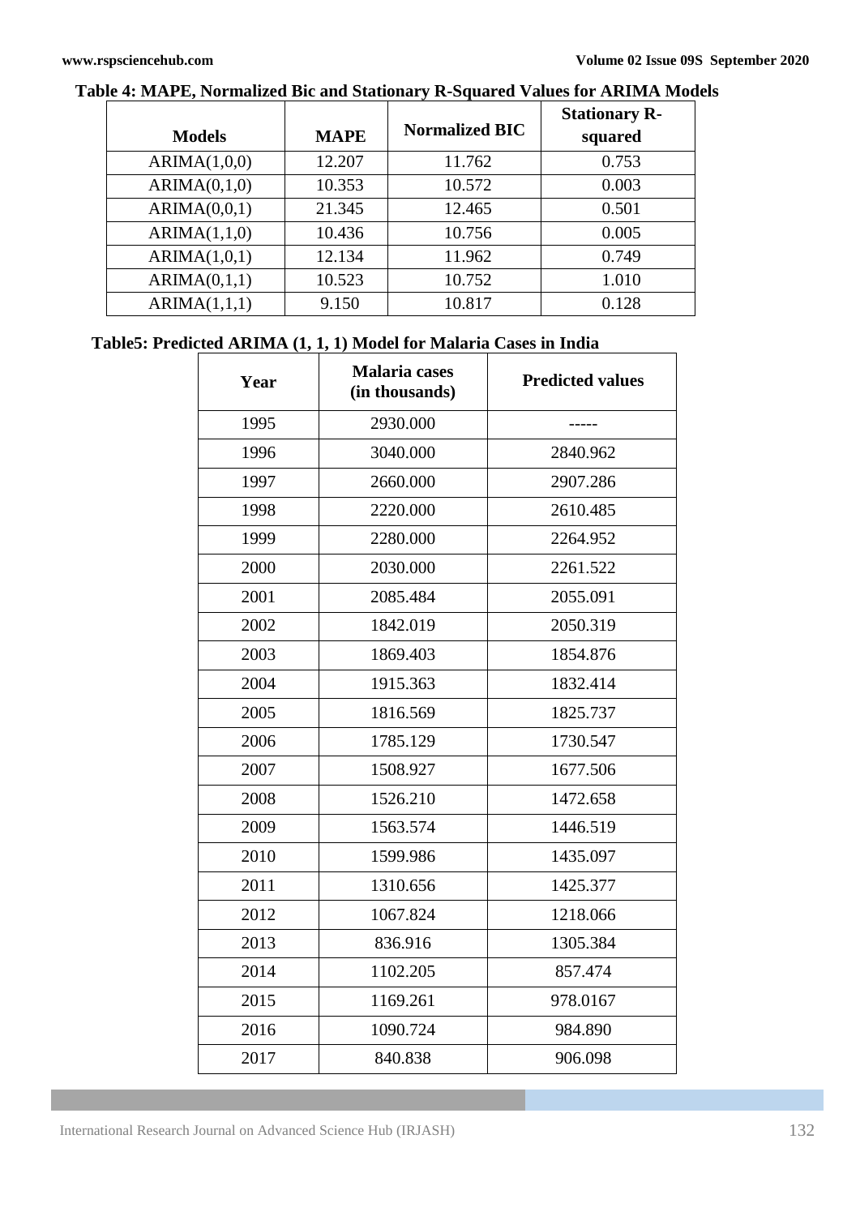**Table 4: MAPE, Normalized Bic and Stationary R-Squared Values for ARIMA Models**

| Models | MAPE | Normalized BIC | Stationary R-squared |
|---|---|---|---|
| ARIMA(1,0,0) | 12.207 | 11.762 | 0.753 |
| ARIMA(0,1,0) | 10.353 | 10.572 | 0.003 |
| ARIMA(0,0,1) | 21.345 | 12.465 | 0.501 |
| ARIMA(1,1,0) | 10.436 | 10.756 | 0.005 |
| ARIMA(1,0,1) | 12.134 | 11.962 | 0.749 |
| ARIMA(0,1,1) | 10.523 | 10.752 | 1.010 |
| ARIMA(1,1,1) | 9.150 | 10.817 | 0.128 |

**Table5: Predicted ARIMA (1, 1, 1) Model for Malaria Cases in India**

| Year | Malaria cases (in thousands) | Predicted values |
|---|---|---|
| 1995 | 2930.000 | ----- |
| 1996 | 3040.000 | 2840.962 |
| 1997 | 2660.000 | 2907.286 |
| 1998 | 2220.000 | 2610.485 |
| 1999 | 2280.000 | 2264.952 |
| 2000 | 2030.000 | 2261.522 |
| 2001 | 2085.484 | 2055.091 |
| 2002 | 1842.019 | 2050.319 |
| 2003 | 1869.403 | 1854.876 |
| 2004 | 1915.363 | 1832.414 |
| 2005 | 1816.569 | 1825.737 |
| 2006 | 1785.129 | 1730.547 |
| 2007 | 1508.927 | 1677.506 |
| 2008 | 1526.210 | 1472.658 |
| 2009 | 1563.574 | 1446.519 |
| 2010 | 1599.986 | 1435.097 |
| 2011 | 1310.656 | 1425.377 |
| 2012 | 1067.824 | 1218.066 |
| 2013 | 836.916 | 1305.384 |
| 2014 | 1102.205 | 857.474 |
| 2015 | 1169.261 | 978.0167 |
| 2016 | 1090.724 | 984.890 |
| 2017 | 840.838 | 906.098 |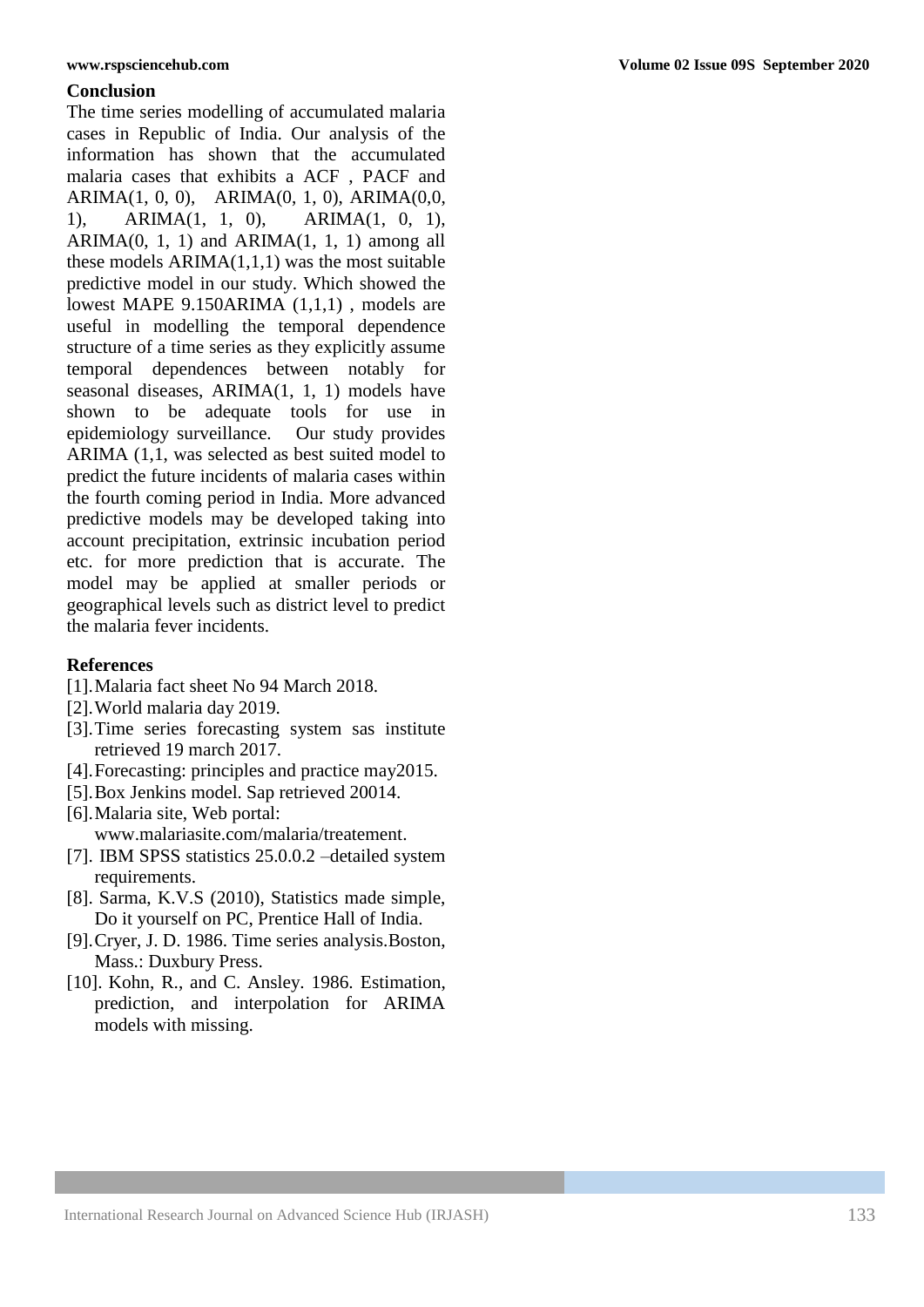## Conclusion

The time series modelling of accumulated malaria cases in Republic of India. Our analysis of the information has shown that the accumulated malaria cases that exhibits a ACF , PACF and ARIMA(1, 0, 0), ARIMA(0, 1, 0), ARIMA(0,0, 1), ARIMA(1, 1, 0), ARIMA(1, 0, 1), ARIMA(0, 1, 1) and ARIMA(1, 1, 1) among all these models ARIMA(1,1,1) was the most suitable predictive model in our study. Which showed the lowest MAPE 9.150ARIMA (1,1,1) , models are useful in modelling the temporal dependence structure of a time series as they explicitly assume temporal dependences between notably for seasonal diseases, ARIMA(1, 1, 1) models have shown to be adequate tools for use in epidemiology surveillance. Our study provides ARIMA (1,1, was selected as best suited model to predict the future incidents of malaria cases within the fourth coming period in India. More advanced predictive models may be developed taking into account precipitation, extrinsic incubation period etc. for more prediction that is accurate. The model may be applied at smaller periods or geographical levels such as district level to predict the malaria fever incidents.

## References

[1]. Malaria fact sheet No 94 March 2018.

[2]. World malaria day 2019.

[3]. Time series forecasting system sas institute retrieved 19 march 2017.

[4]. Forecasting: principles and practice may2015.

[5]. Box Jenkins model. Sap retrieved 20014.

[6]. Malaria site, Web portal: www.malariasite.com/malaria/treatement.

[7]. IBM SPSS statistics 25.0.0.2 –detailed system requirements.

[8]. Sarma, K.V.S (2010), Statistics made simple, Do it yourself on PC, Prentice Hall of India.

[9]. Cryer, J. D. 1986. Time series analysis.Boston, Mass.: Duxbury Press.

[10]. Kohn, R., and C. Ansley. 1986. Estimation, prediction, and interpolation for ARIMA models with missing.